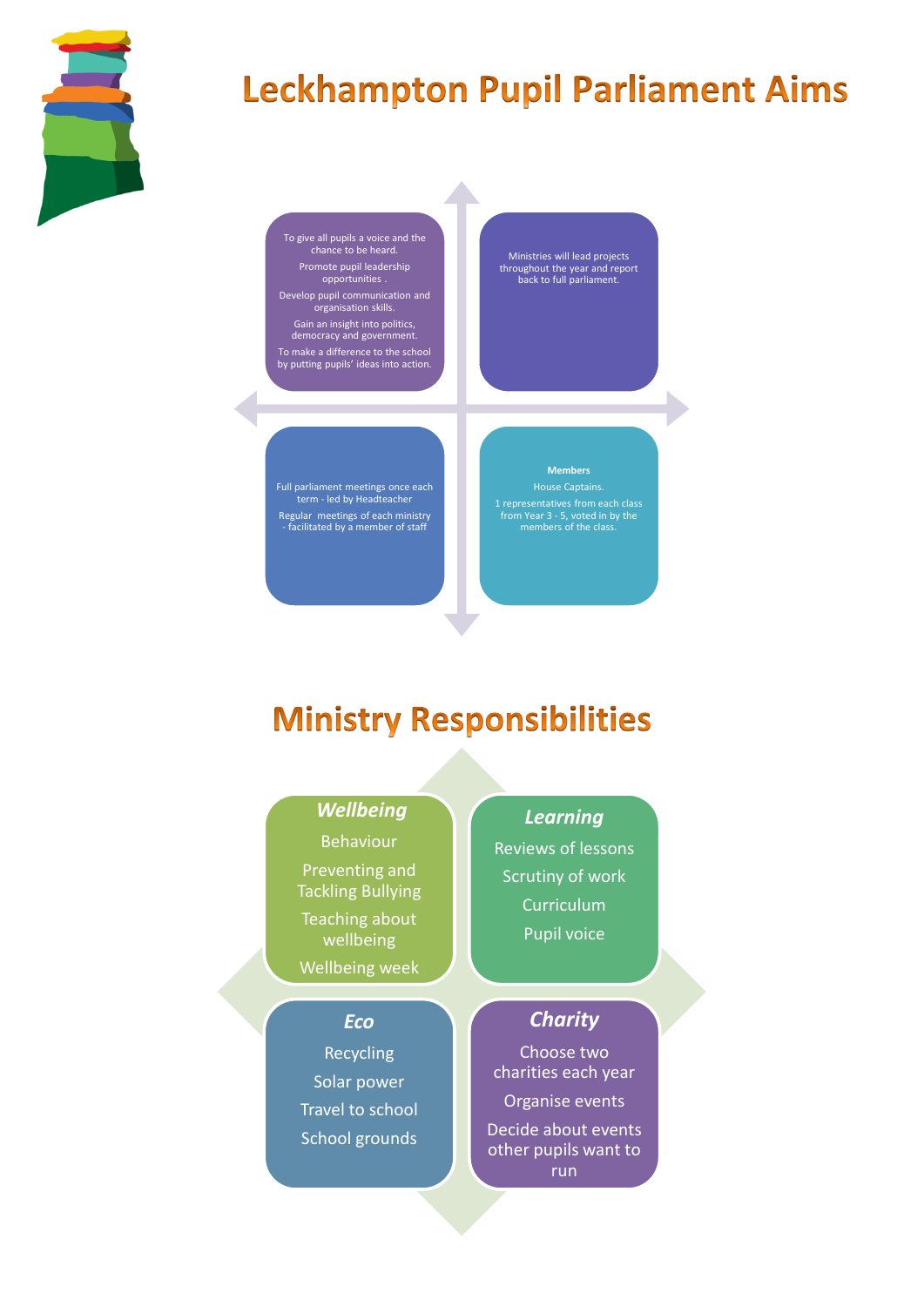# Leckhampton Pupil Parliament Aims

To give all pupils a voice and the chance to be heard.

Promote pupil leadership opportunities .

Develop pupil communication and organisation skills.

Gain an insight into politics, democracy and government.

To make a difference to the school by putting pupils' ideas into action.

Ministries will lead projects throughout the year and report back to full parliament.

Full parliament meetings once each term - led by Headteacher

Regular meetings of each ministry - facilitated by a member of staff

**Members**

House Captains.

1 representatives from each class from Year 3 - 5, voted in by the members of the class.

# Ministry Responsibilities

### *Wellbeing*

Behaviour

Preventing and Tackling Bullying

Teaching about wellbeing

Wellbeing week

### *Learning*

Reviews of lessons

Scrutiny of work

Curriculum

Pupil voice

### *Eco*

Recycling

Solar power

Travel to school

School grounds

### *Charity*

Choose two charities each year

Organise events

Decide about events other pupils want to run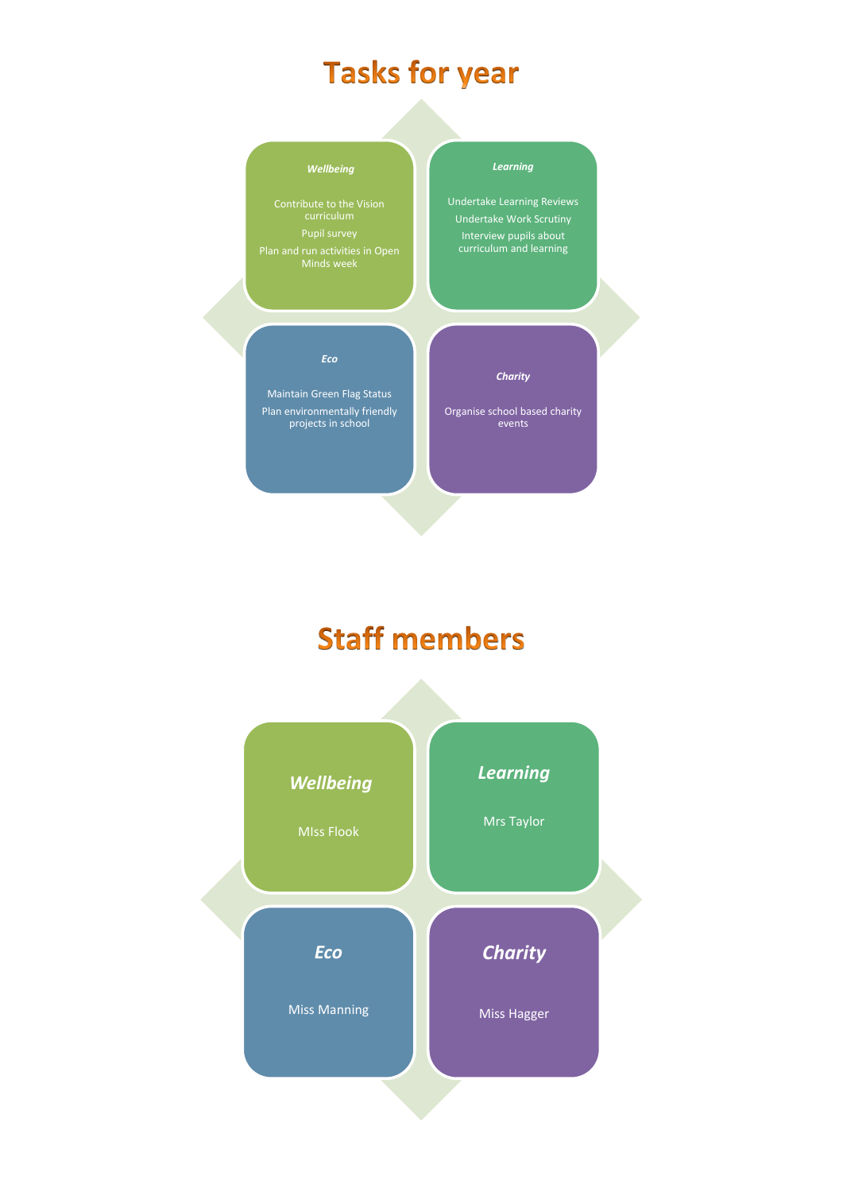# Tasks for year

***Wellbeing***

Contribute to the Vision curriculum

Pupil survey

Plan and run activities in Open Minds week

***Learning***

Undertake Learning Reviews

Undertake Work Scrutiny

Interview pupils about curriculum and learning

***Eco***

Maintain Green Flag Status

Plan environmentally friendly projects in school

***Charity***

Organise school based charity events

# Staff members

***Wellbeing***

MIss Flook

***Learning***

Mrs Taylor

***Eco***

Miss Manning

***Charity***

Miss Hagger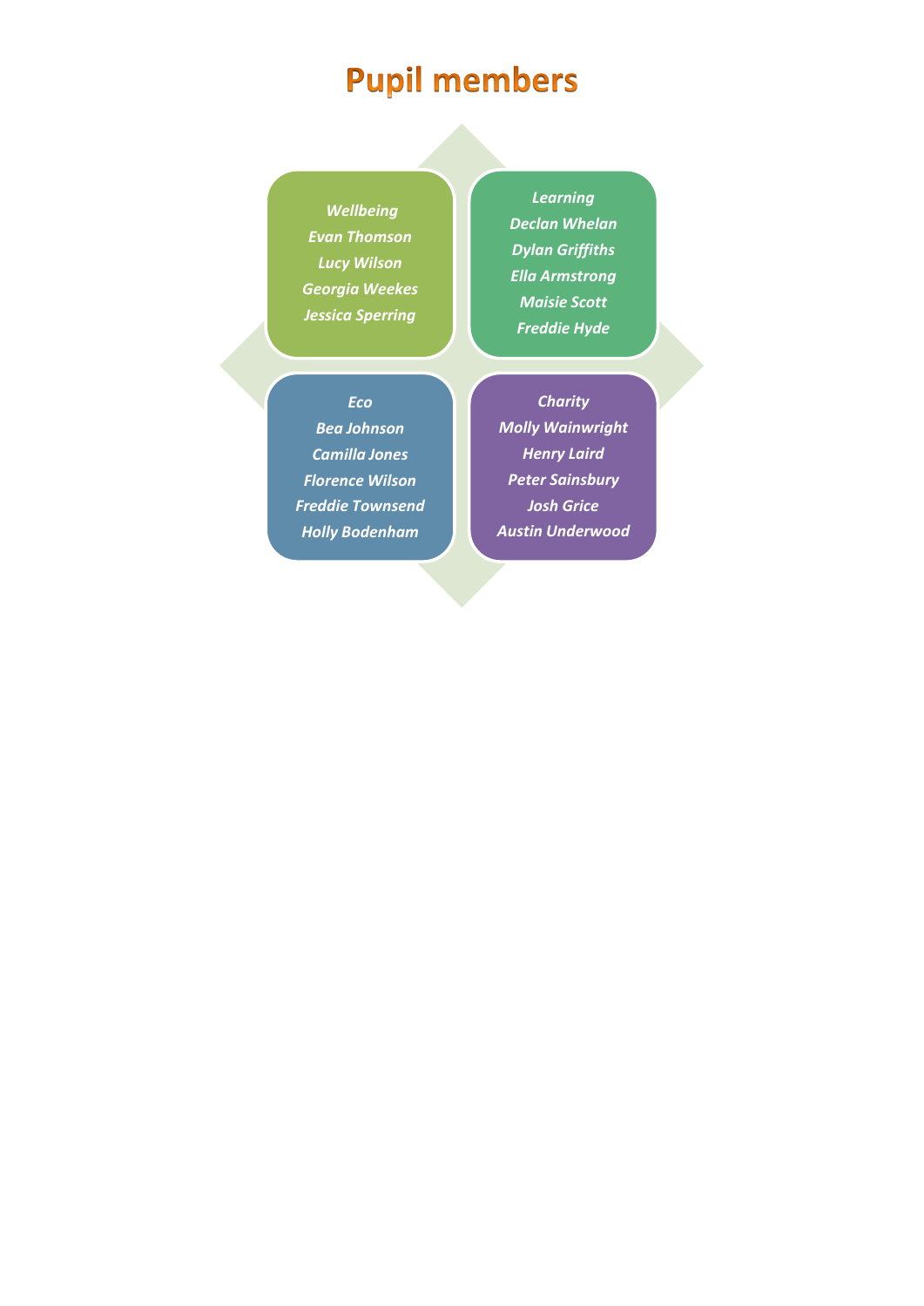# Pupil members

***Wellbeing***

*Evan Thomson*
*Lucy Wilson*
*Georgia Weekes*
*Jessica Sperring*

***Learning***

*Declan Whelan*
*Dylan Griffiths*
*Ella Armstrong*
*Maisie Scott*
*Freddie Hyde*

***Eco***

*Bea Johnson*
*Camilla Jones*
*Florence Wilson*
*Freddie Townsend*
*Holly Bodenham*

***Charity***

*Molly Wainwright*
*Henry Laird*
*Peter Sainsbury*
*Josh Grice*
*Austin Underwood*